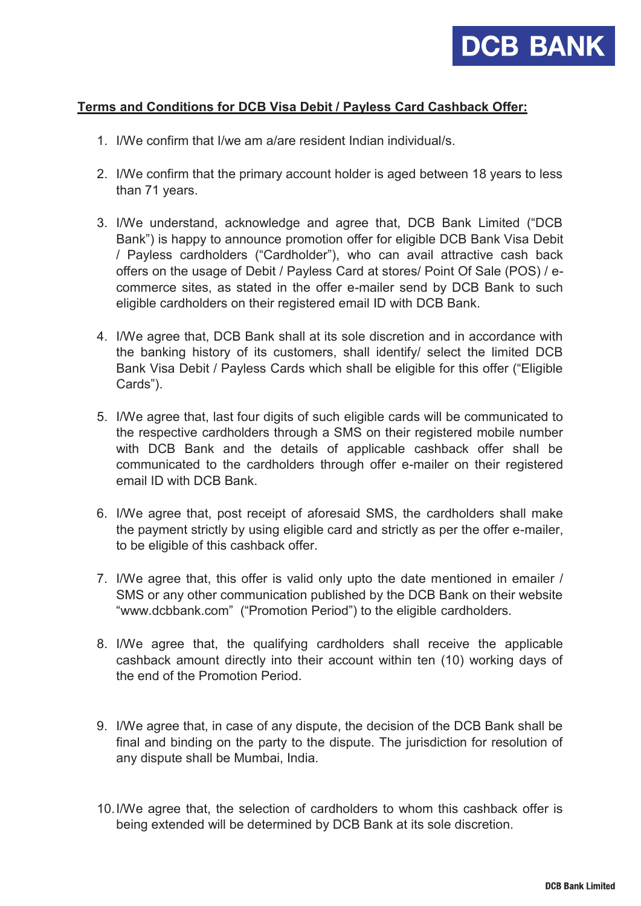**DCB BANK**

## Terms and Conditions for DCB Visa Debit / Payless Card Cashback Offer:

1. I/We confirm that I/we am a/are resident Indian individual/s.

2. I/We confirm that the primary account holder is aged between 18 years to less than 71 years.

3. I/We understand, acknowledge and agree that, DCB Bank Limited ("DCB Bank") is happy to announce promotion offer for eligible DCB Bank Visa Debit / Payless cardholders ("Cardholder"), who can avail attractive cash back offers on the usage of Debit / Payless Card at stores/ Point Of Sale (POS) / e-commerce sites, as stated in the offer e-mailer send by DCB Bank to such eligible cardholders on their registered email ID with DCB Bank.

4. I/We agree that, DCB Bank shall at its sole discretion and in accordance with the banking history of its customers, shall identify/ select the limited DCB Bank Visa Debit / Payless Cards which shall be eligible for this offer ("Eligible Cards").

5. I/We agree that, last four digits of such eligible cards will be communicated to the respective cardholders through a SMS on their registered mobile number with DCB Bank and the details of applicable cashback offer shall be communicated to the cardholders through offer e-mailer on their registered email ID with DCB Bank.

6. I/We agree that, post receipt of aforesaid SMS, the cardholders shall make the payment strictly by using eligible card and strictly as per the offer e-mailer, to be eligible of this cashback offer.

7. I/We agree that, this offer is valid only upto the date mentioned in emailer / SMS or any other communication published by the DCB Bank on their website "www.dcbbank.com" ("Promotion Period") to the eligible cardholders.

8. I/We agree that, the qualifying cardholders shall receive the applicable cashback amount directly into their account within ten (10) working days of the end of the Promotion Period.

9. I/We agree that, in case of any dispute, the decision of the DCB Bank shall be final and binding on the party to the dispute. The jurisdiction for resolution of any dispute shall be Mumbai, India.

10. I/We agree that, the selection of cardholders to whom this cashback offer is being extended will be determined by DCB Bank at its sole discretion.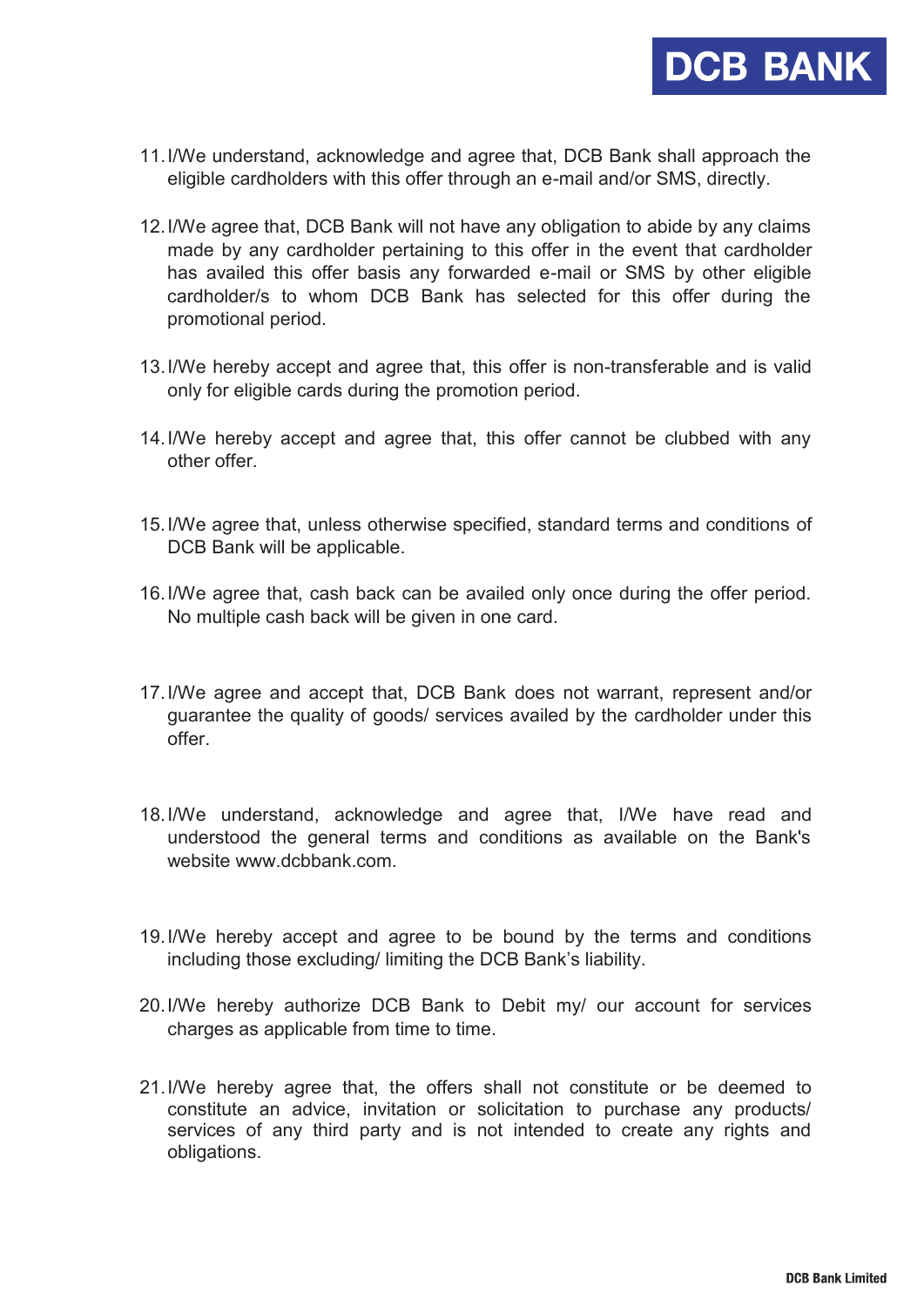11. I/We understand, acknowledge and agree that, DCB Bank shall approach the eligible cardholders with this offer through an e-mail and/or SMS, directly.

12. I/We agree that, DCB Bank will not have any obligation to abide by any claims made by any cardholder pertaining to this offer in the event that cardholder has availed this offer basis any forwarded e-mail or SMS by other eligible cardholder/s to whom DCB Bank has selected for this offer during the promotional period.

13. I/We hereby accept and agree that, this offer is non-transferable and is valid only for eligible cards during the promotion period.

14. I/We hereby accept and agree that, this offer cannot be clubbed with any other offer.

15. I/We agree that, unless otherwise specified, standard terms and conditions of DCB Bank will be applicable.

16. I/We agree that, cash back can be availed only once during the offer period. No multiple cash back will be given in one card.

17. I/We agree and accept that, DCB Bank does not warrant, represent and/or guarantee the quality of goods/ services availed by the cardholder under this offer.

18. I/We understand, acknowledge and agree that, I/We have read and understood the general terms and conditions as available on the Bank's website www.dcbbank.com.

19. I/We hereby accept and agree to be bound by the terms and conditions including those excluding/ limiting the DCB Bank's liability.

20. I/We hereby authorize DCB Bank to Debit my/ our account for services charges as applicable from time to time.

21. I/We hereby agree that, the offers shall not constitute or be deemed to constitute an advice, invitation or solicitation to purchase any products/ services of any third party and is not intended to create any rights and obligations.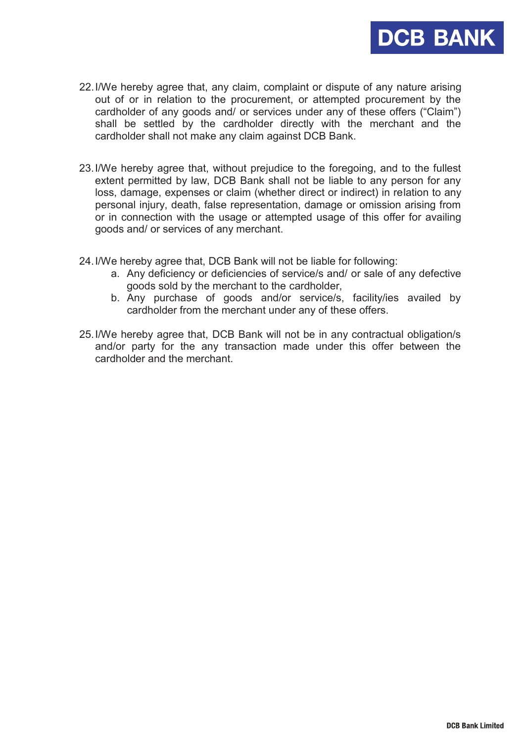22. I/We hereby agree that, any claim, complaint or dispute of any nature arising out of or in relation to the procurement, or attempted procurement by the cardholder of any goods and/ or services under any of these offers ("Claim") shall be settled by the cardholder directly with the merchant and the cardholder shall not make any claim against DCB Bank.

23. I/We hereby agree that, without prejudice to the foregoing, and to the fullest extent permitted by law, DCB Bank shall not be liable to any person for any loss, damage, expenses or claim (whether direct or indirect) in relation to any personal injury, death, false representation, damage or omission arising from or in connection with the usage or attempted usage of this offer for availing goods and/ or services of any merchant.

24. I/We hereby agree that, DCB Bank will not be liable for following:
    a. Any deficiency or deficiencies of service/s and/ or sale of any defective goods sold by the merchant to the cardholder,
    b. Any purchase of goods and/or service/s, facility/ies availed by cardholder from the merchant under any of these offers.

25. I/We hereby agree that, DCB Bank will not be in any contractual obligation/s and/or party for the any transaction made under this offer between the cardholder and the merchant.